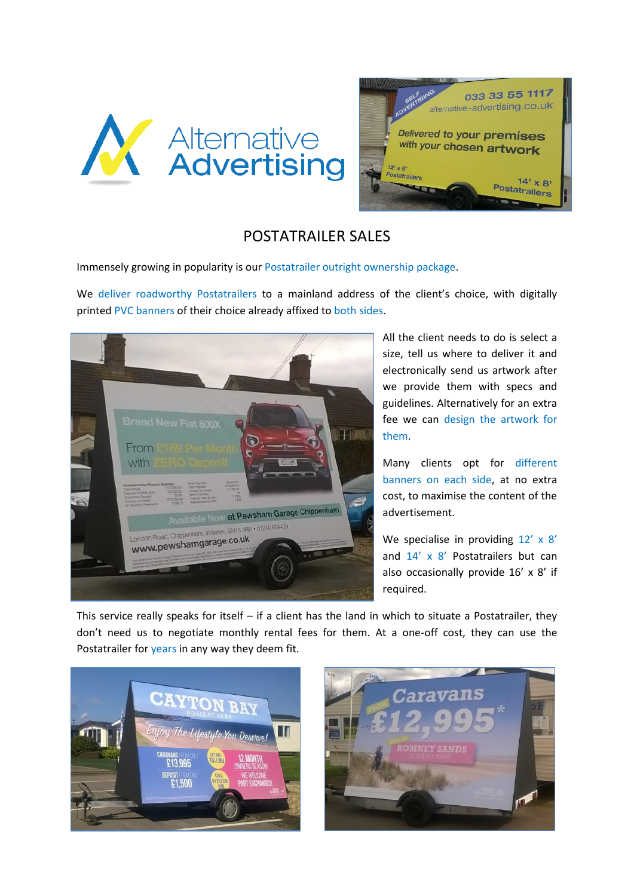# POSTATRAILER SALES

Immensely growing in popularity is our Postatrailer outright ownership package.

We deliver roadworthy Postatrailers to a mainland address of the client's choice, with digitally printed PVC banners of their choice already affixed to both sides.

All the client needs to do is select a size, tell us where to deliver it and electronically send us artwork after we provide them with specs and guidelines. Alternatively for an extra fee we can design the artwork for them.

Many clients opt for different banners on each side, at no extra cost, to maximise the content of the advertisement.

We specialise in providing 12' x 8' and 14' x 8' Postatrailers but can also occasionally provide 16' x 8' if required.

This service really speaks for itself – if a client has the land in which to situate a Postatrailer, they don't need us to negotiate monthly rental fees for them. At a one-off cost, they can use the Postatrailer for years in any way they deem fit.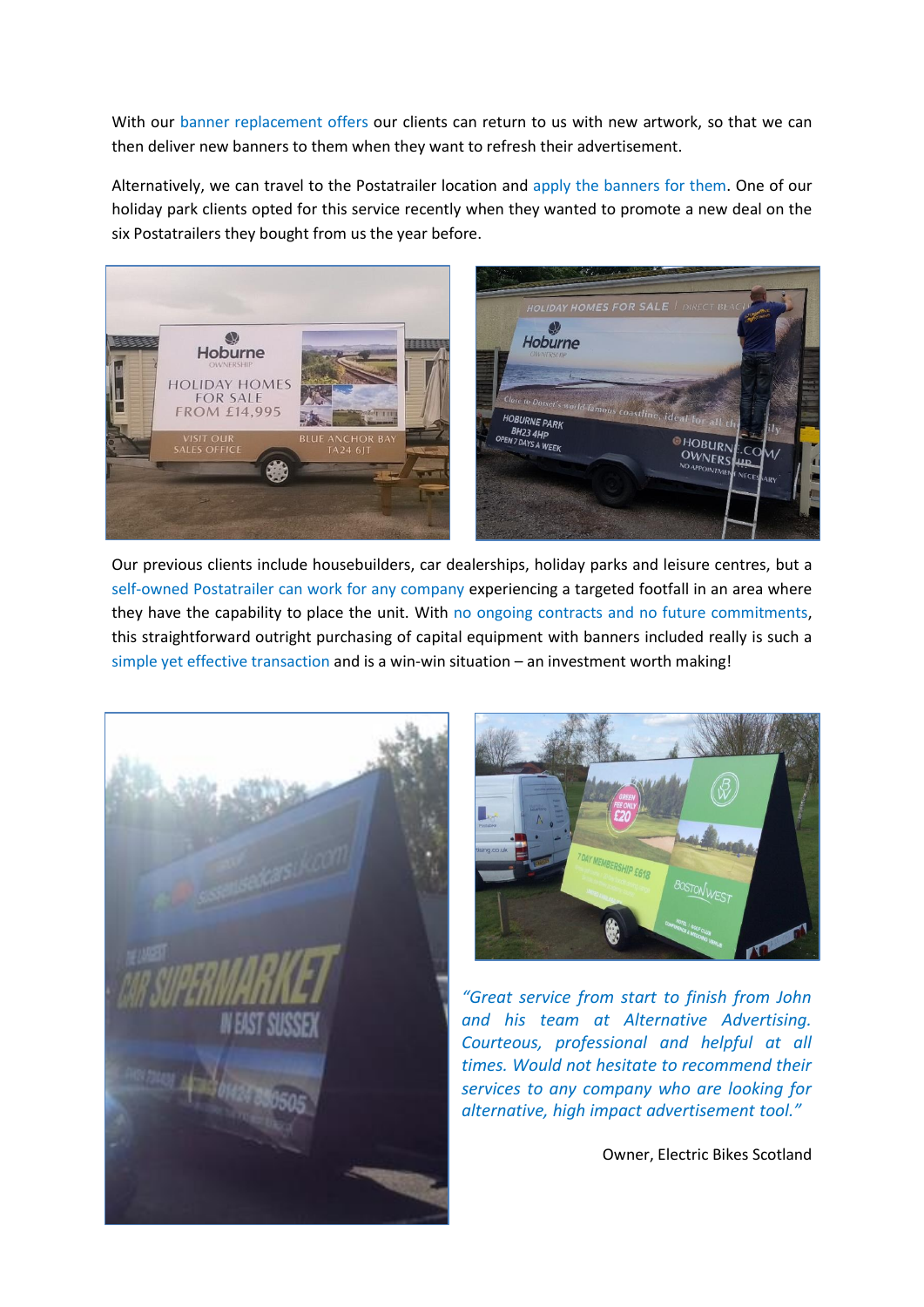With our banner replacement offers our clients can return to us with new artwork, so that we can then deliver new banners to them when they want to refresh their advertisement.

Alternatively, we can travel to the Postatrailer location and apply the banners for them. One of our holiday park clients opted for this service recently when they wanted to promote a new deal on the six Postatrailers they bought from us the year before.

Our previous clients include housebuilders, car dealerships, holiday parks and leisure centres, but a self-owned Postatrailer can work for any company experiencing a targeted footfall in an area where they have the capability to place the unit. With no ongoing contracts and no future commitments, this straightforward outright purchasing of capital equipment with banners included really is such a simple yet effective transaction and is a win-win situation – an investment worth making!

*"Great service from start to finish from John and his team at Alternative Advertising. Courteous, professional and helpful at all times. Would not hesitate to recommend their services to any company who are looking for alternative, high impact advertisement tool."*

Owner, Electric Bikes Scotland